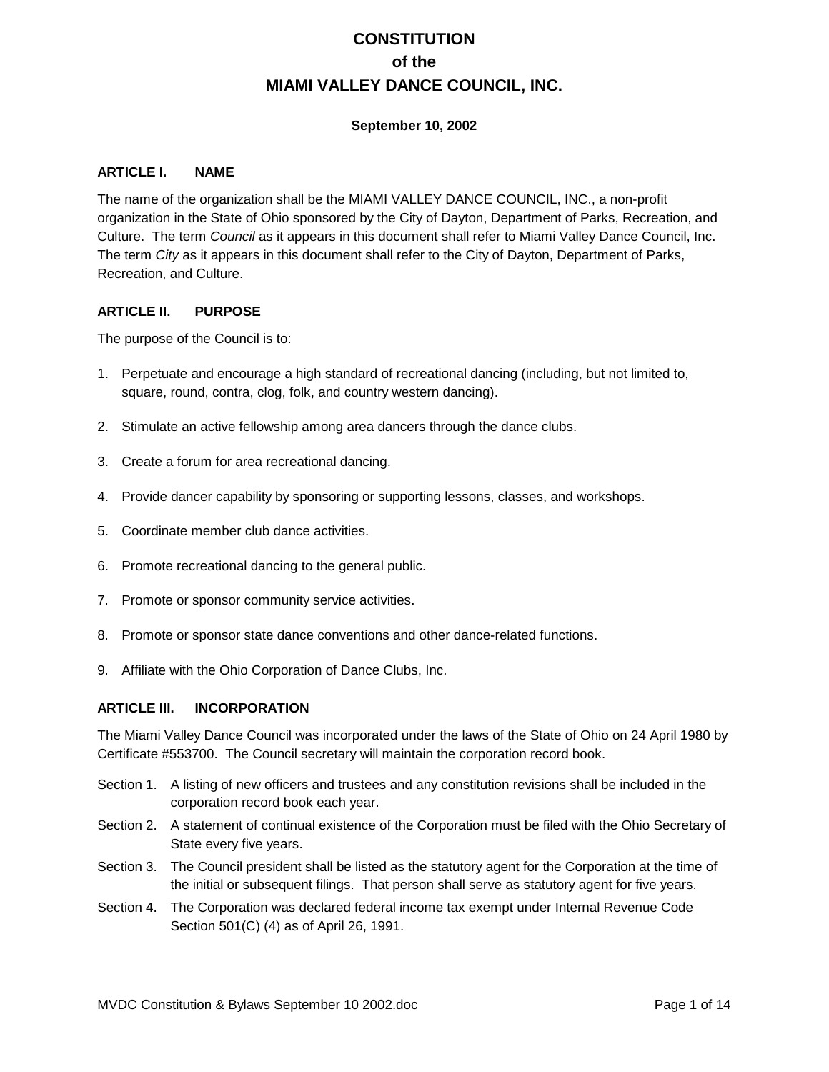# CONSTITUTION
# of the
# MIAMI VALLEY DANCE COUNCIL, INC.

**September 10, 2002**

## ARTICLE I. NAME

The name of the organization shall be the MIAMI VALLEY DANCE COUNCIL, INC., a non-profit organization in the State of Ohio sponsored by the City of Dayton, Department of Parks, Recreation, and Culture. The term *Council* as it appears in this document shall refer to Miami Valley Dance Council, Inc. The term *City* as it appears in this document shall refer to the City of Dayton, Department of Parks, Recreation, and Culture.

## ARTICLE II. PURPOSE

The purpose of the Council is to:

1. Perpetuate and encourage a high standard of recreational dancing (including, but not limited to, square, round, contra, clog, folk, and country western dancing).
2. Stimulate an active fellowship among area dancers through the dance clubs.
3. Create a forum for area recreational dancing.
4. Provide dancer capability by sponsoring or supporting lessons, classes, and workshops.
5. Coordinate member club dance activities.
6. Promote recreational dancing to the general public.
7. Promote or sponsor community service activities.
8. Promote or sponsor state dance conventions and other dance-related functions.
9. Affiliate with the Ohio Corporation of Dance Clubs, Inc.

## ARTICLE III. INCORPORATION

The Miami Valley Dance Council was incorporated under the laws of the State of Ohio on 24 April 1980 by Certificate #553700. The Council secretary will maintain the corporation record book.

Section 1. A listing of new officers and trustees and any constitution revisions shall be included in the corporation record book each year.

Section 2. A statement of continual existence of the Corporation must be filed with the Ohio Secretary of State every five years.

Section 3. The Council president shall be listed as the statutory agent for the Corporation at the time of the initial or subsequent filings. That person shall serve as statutory agent for five years.

Section 4. The Corporation was declared federal income tax exempt under Internal Revenue Code Section 501(C) (4) as of April 26, 1991.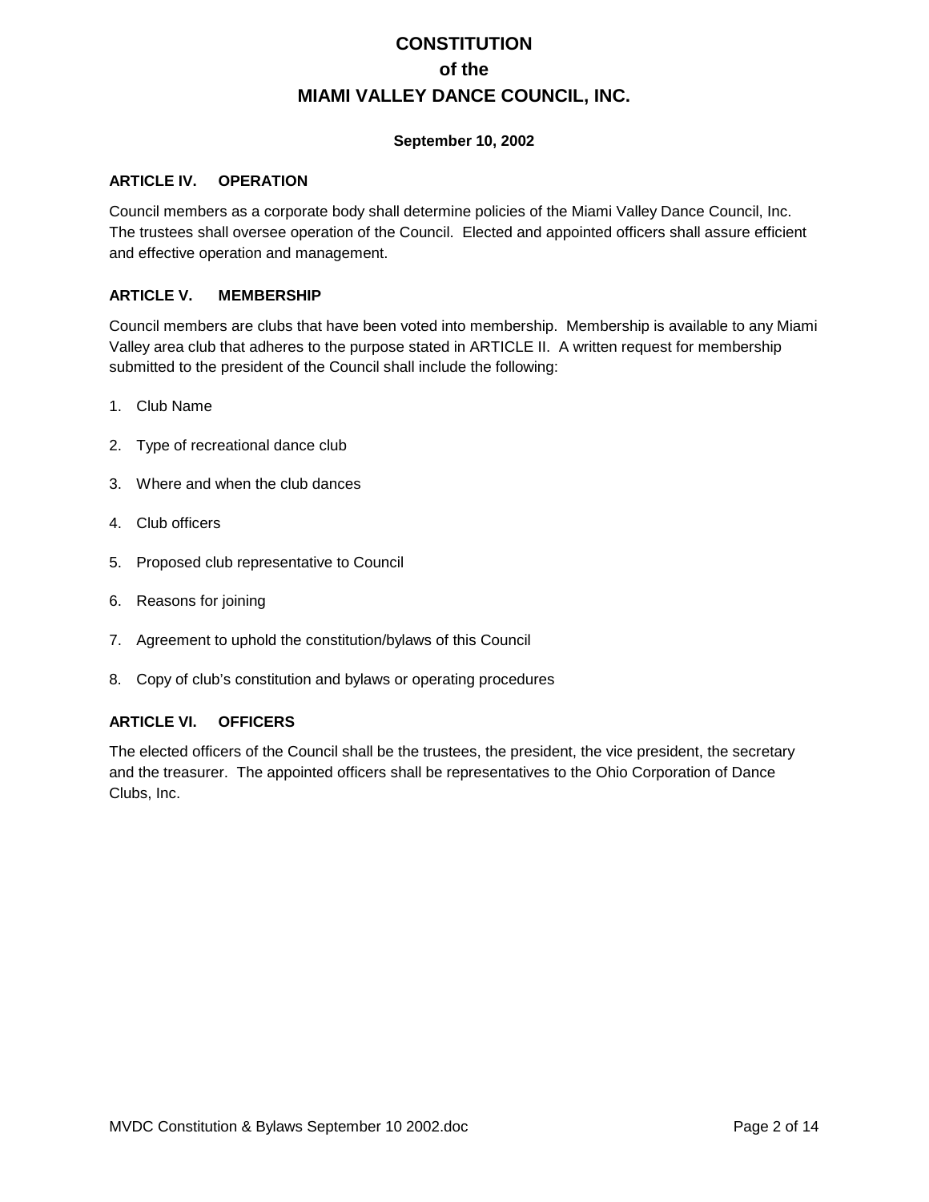# CONSTITUTION
# of the
# MIAMI VALLEY DANCE COUNCIL, INC.

**September 10, 2002**

### ARTICLE IV. OPERATION

Council members as a corporate body shall determine policies of the Miami Valley Dance Council, Inc. The trustees shall oversee operation of the Council. Elected and appointed officers shall assure efficient and effective operation and management.

### ARTICLE V. MEMBERSHIP

Council members are clubs that have been voted into membership. Membership is available to any Miami Valley area club that adheres to the purpose stated in ARTICLE II. A written request for membership submitted to the president of the Council shall include the following:

1. Club Name
2. Type of recreational dance club
3. Where and when the club dances
4. Club officers
5. Proposed club representative to Council
6. Reasons for joining
7. Agreement to uphold the constitution/bylaws of this Council
8. Copy of club's constitution and bylaws or operating procedures

### ARTICLE VI. OFFICERS

The elected officers of the Council shall be the trustees, the president, the vice president, the secretary and the treasurer. The appointed officers shall be representatives to the Ohio Corporation of Dance Clubs, Inc.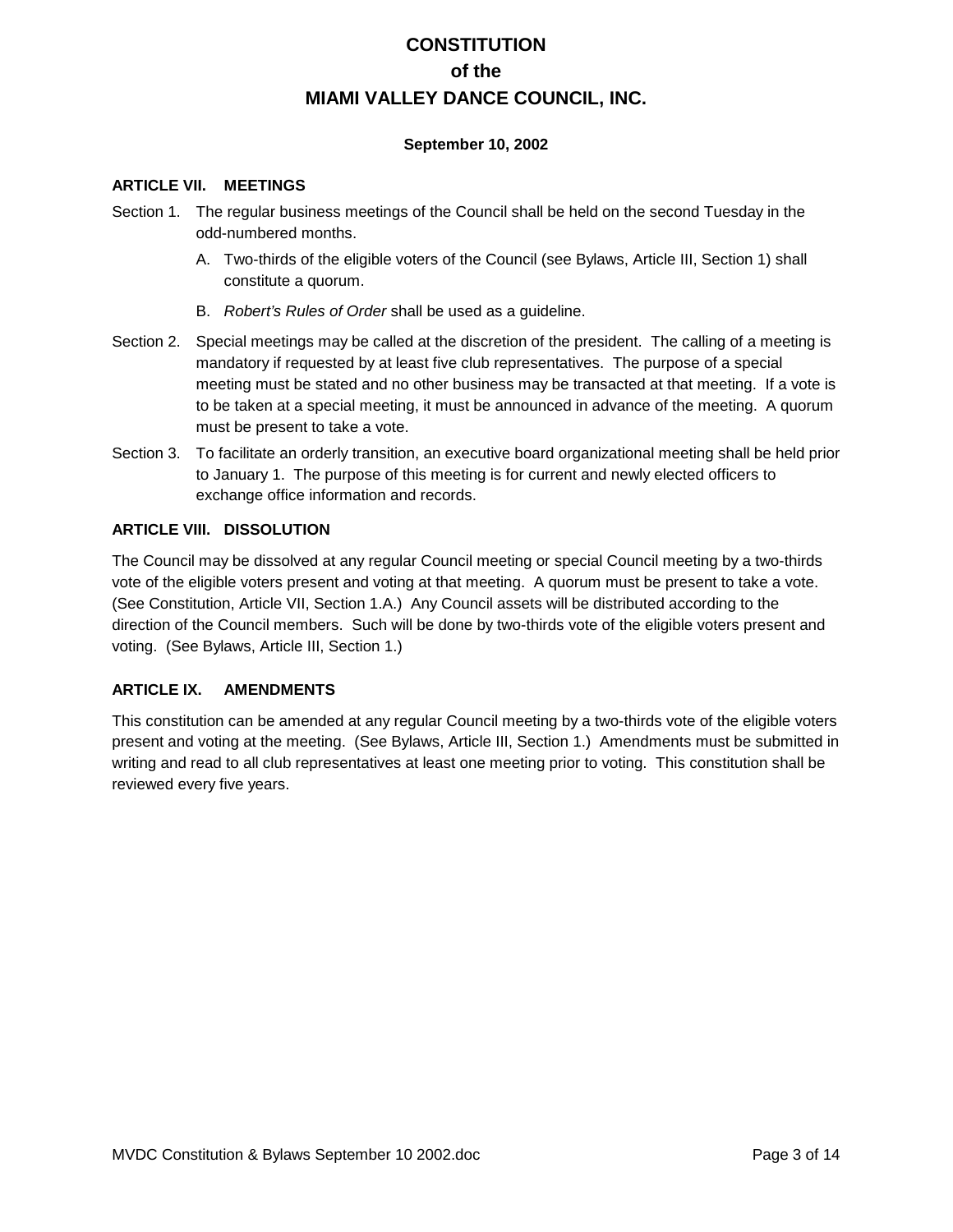# CONSTITUTION
# of the
# MIAMI VALLEY DANCE COUNCIL, INC.

**September 10, 2002**

### ARTICLE VII. MEETINGS

Section 1. The regular business meetings of the Council shall be held on the second Tuesday in the odd-numbered months.

- A. Two-thirds of the eligible voters of the Council (see Bylaws, Article III, Section 1) shall constitute a quorum.
- B. *Robert's Rules of Order* shall be used as a guideline.

Section 2. Special meetings may be called at the discretion of the president. The calling of a meeting is mandatory if requested by at least five club representatives. The purpose of a special meeting must be stated and no other business may be transacted at that meeting. If a vote is to be taken at a special meeting, it must be announced in advance of the meeting. A quorum must be present to take a vote.

Section 3. To facilitate an orderly transition, an executive board organizational meeting shall be held prior to January 1. The purpose of this meeting is for current and newly elected officers to exchange office information and records.

### ARTICLE VIII. DISSOLUTION

The Council may be dissolved at any regular Council meeting or special Council meeting by a two-thirds vote of the eligible voters present and voting at that meeting. A quorum must be present to take a vote. (See Constitution, Article VII, Section 1.A.) Any Council assets will be distributed according to the direction of the Council members. Such will be done by two-thirds vote of the eligible voters present and voting. (See Bylaws, Article III, Section 1.)

### ARTICLE IX. AMENDMENTS

This constitution can be amended at any regular Council meeting by a two-thirds vote of the eligible voters present and voting at the meeting. (See Bylaws, Article III, Section 1.) Amendments must be submitted in writing and read to all club representatives at least one meeting prior to voting. This constitution shall be reviewed every five years.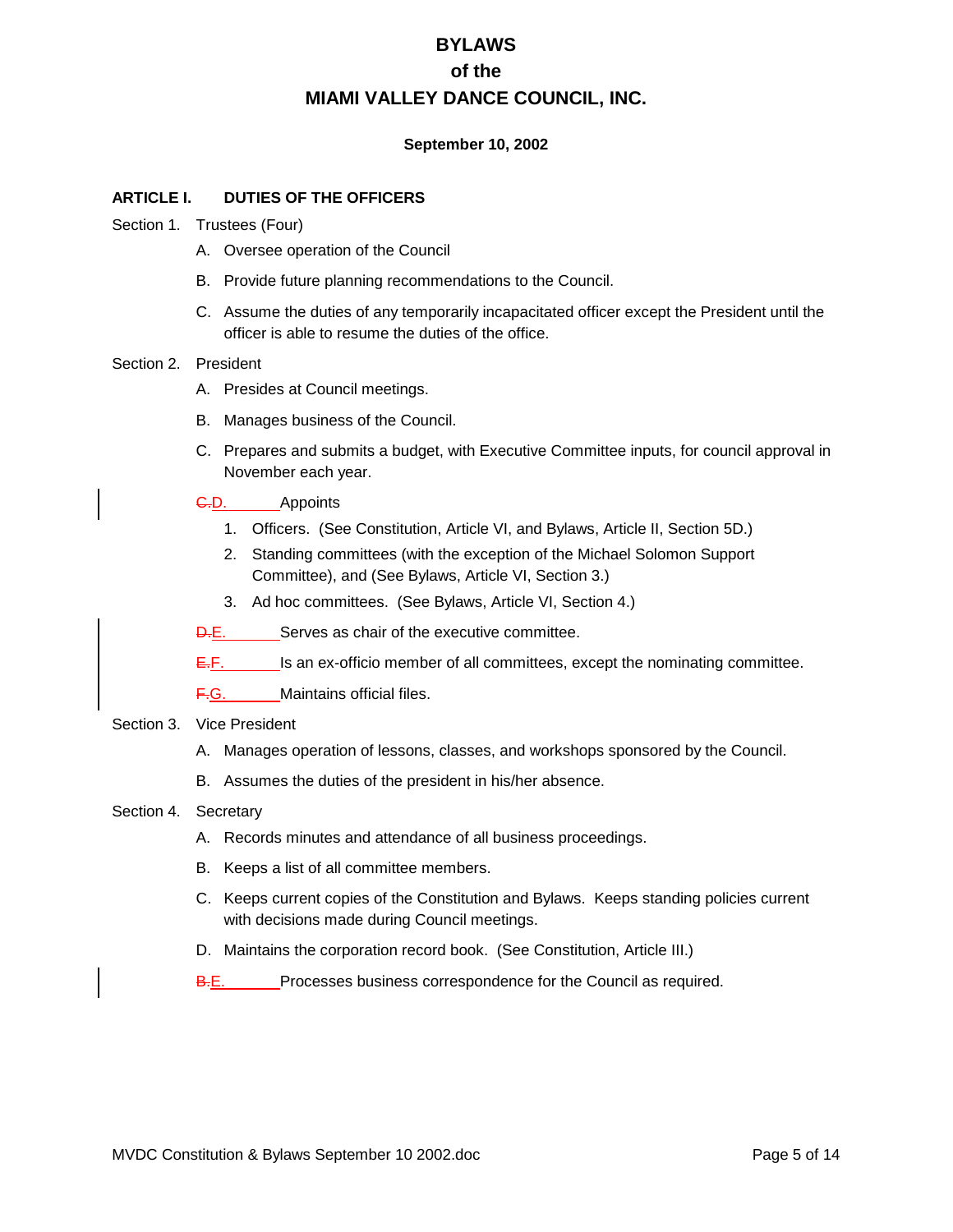# BYLAWS
# of the
# MIAMI VALLEY DANCE COUNCIL, INC.

**September 10, 2002**

## ARTICLE I. DUTIES OF THE OFFICERS

Section 1. Trustees (Four)

- A. Oversee operation of the Council
- B. Provide future planning recommendations to the Council.
- C. Assume the duties of any temporarily incapacitated officer except the President until the officer is able to resume the duties of the office.

Section 2. President

- A. Presides at Council meetings.
- B. Manages business of the Council.
- C. Prepares and submits a budget, with Executive Committee inputs, for council approval in November each year.
- ~~C.~~D. Appoints
  1. Officers. (See Constitution, Article VI, and Bylaws, Article II, Section 5D.)
  2. Standing committees (with the exception of the Michael Solomon Support Committee), and (See Bylaws, Article VI, Section 3.)
  3. Ad hoc committees. (See Bylaws, Article VI, Section 4.)
- ~~D.~~E. Serves as chair of the executive committee.
- ~~E.~~F. Is an ex-officio member of all committees, except the nominating committee.
- ~~F.~~G. Maintains official files.

Section 3. Vice President

- A. Manages operation of lessons, classes, and workshops sponsored by the Council.
- B. Assumes the duties of the president in his/her absence.

Section 4. Secretary

- A. Records minutes and attendance of all business proceedings.
- B. Keeps a list of all committee members.
- C. Keeps current copies of the Constitution and Bylaws. Keeps standing policies current with decisions made during Council meetings.
- D. Maintains the corporation record book. (See Constitution, Article III.)
- ~~B.~~E. Processes business correspondence for the Council as required.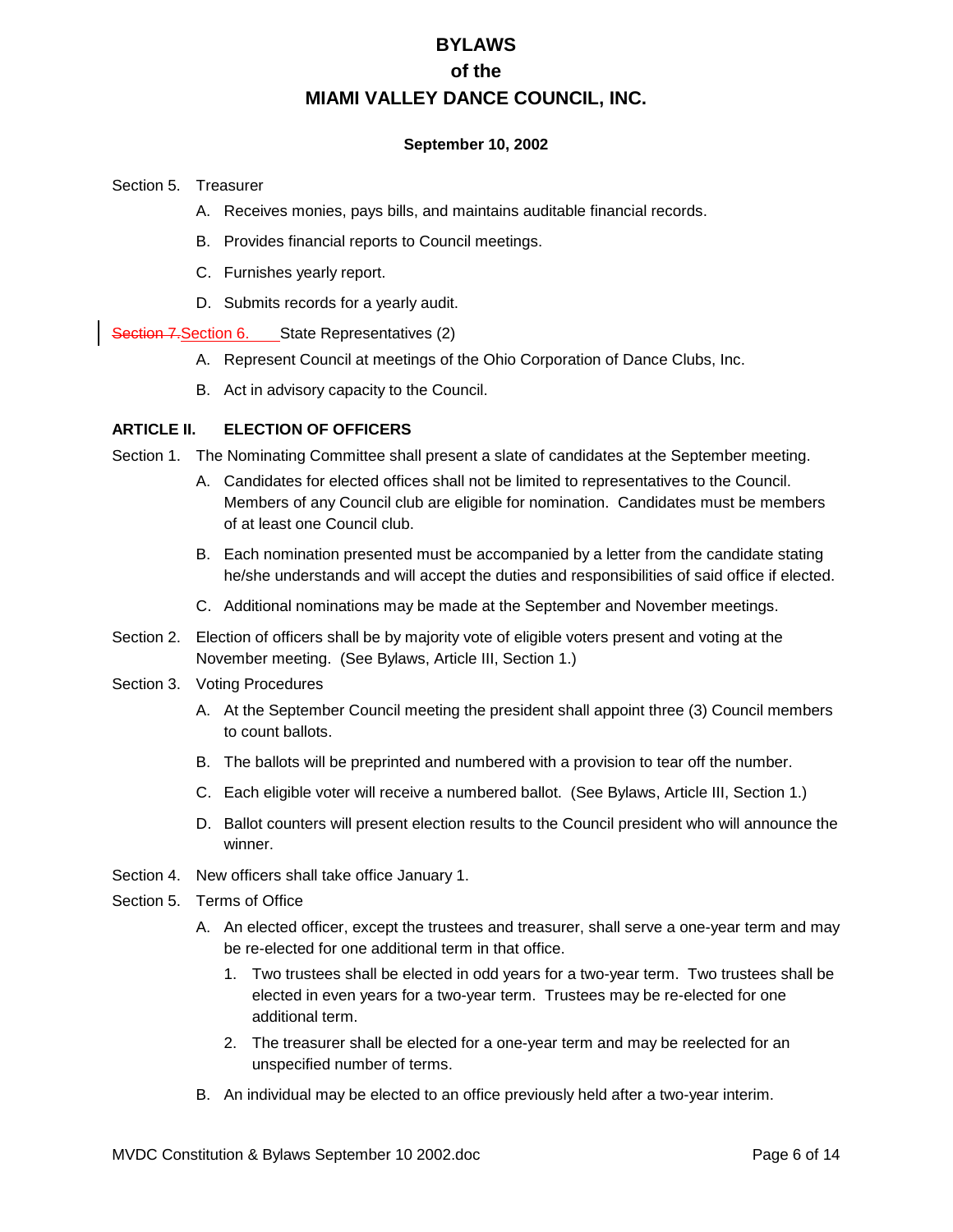# BYLAWS
# of the
# MIAMI VALLEY DANCE COUNCIL, INC.

**September 10, 2002**

Section 5. Treasurer

A. Receives monies, pays bills, and maintains auditable financial records.

B. Provides financial reports to Council meetings.

C. Furnishes yearly report.

D. Submits records for a yearly audit.

~~Section 7.~~Section 6. State Representatives (2)

A. Represent Council at meetings of the Ohio Corporation of Dance Clubs, Inc.

B. Act in advisory capacity to the Council.

**ARTICLE II. ELECTION OF OFFICERS**

Section 1. The Nominating Committee shall present a slate of candidates at the September meeting.

A. Candidates for elected offices shall not be limited to representatives to the Council. Members of any Council club are eligible for nomination. Candidates must be members of at least one Council club.

B. Each nomination presented must be accompanied by a letter from the candidate stating he/she understands and will accept the duties and responsibilities of said office if elected.

C. Additional nominations may be made at the September and November meetings.

Section 2. Election of officers shall be by majority vote of eligible voters present and voting at the November meeting. (See Bylaws, Article III, Section 1.)

Section 3. Voting Procedures

A. At the September Council meeting the president shall appoint three (3) Council members to count ballots.

B. The ballots will be preprinted and numbered with a provision to tear off the number.

C. Each eligible voter will receive a numbered ballot. (See Bylaws, Article III, Section 1.)

D. Ballot counters will present election results to the Council president who will announce the winner.

Section 4. New officers shall take office January 1.

Section 5. Terms of Office

A. An elected officer, except the trustees and treasurer, shall serve a one-year term and may be re-elected for one additional term in that office.

1. Two trustees shall be elected in odd years for a two-year term. Two trustees shall be elected in even years for a two-year term. Trustees may be re-elected for one additional term.

2. The treasurer shall be elected for a one-year term and may be reelected for an unspecified number of terms.

B. An individual may be elected to an office previously held after a two-year interim.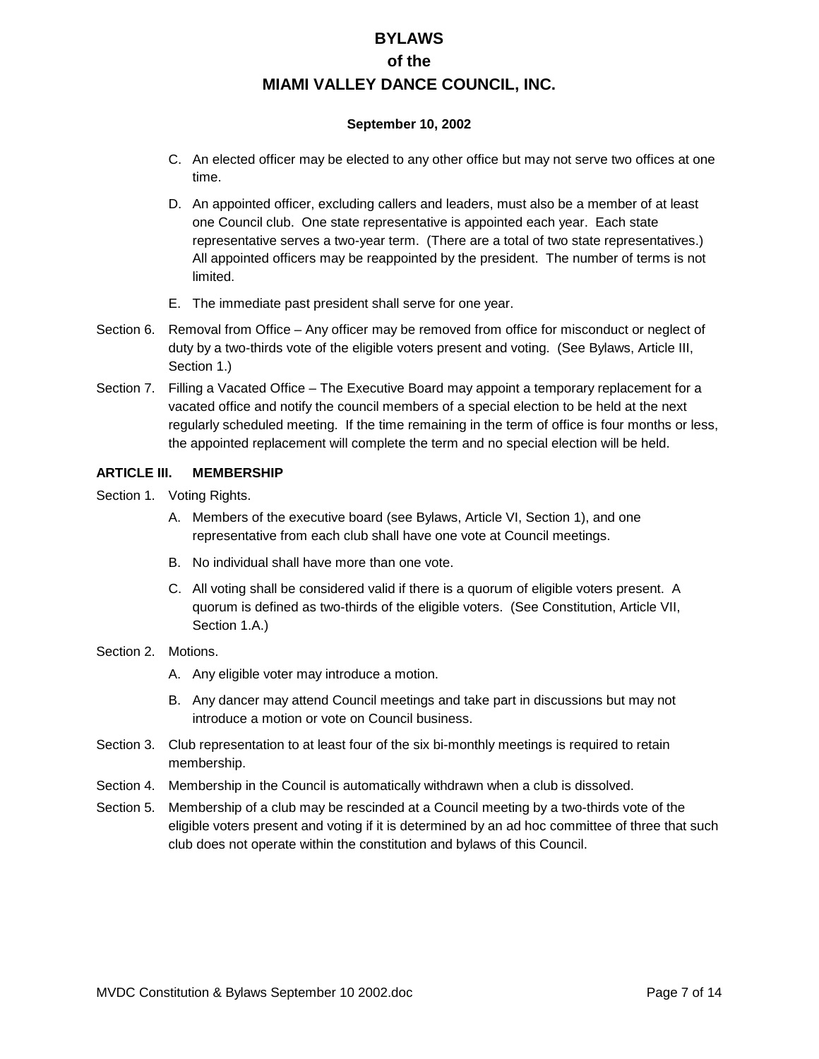C. An elected officer may be elected to any other office but may not serve two offices at one time.

D. An appointed officer, excluding callers and leaders, must also be a member of at least one Council club. One state representative is appointed each year. Each state representative serves a two-year term. (There are a total of two state representatives.) All appointed officers may be reappointed by the president. The number of terms is not limited.

E. The immediate past president shall serve for one year.

Section 6. Removal from Office – Any officer may be removed from office for misconduct or neglect of duty by a two-thirds vote of the eligible voters present and voting. (See Bylaws, Article III, Section 1.)

Section 7. Filling a Vacated Office – The Executive Board may appoint a temporary replacement for a vacated office and notify the council members of a special election to be held at the next regularly scheduled meeting. If the time remaining in the term of office is four months or less, the appointed replacement will complete the term and no special election will be held.

## ARTICLE III. MEMBERSHIP

Section 1. Voting Rights.

A. Members of the executive board (see Bylaws, Article VI, Section 1), and one representative from each club shall have one vote at Council meetings.

B. No individual shall have more than one vote.

C. All voting shall be considered valid if there is a quorum of eligible voters present. A quorum is defined as two-thirds of the eligible voters. (See Constitution, Article VII, Section 1.A.)

Section 2. Motions.

A. Any eligible voter may introduce a motion.

B. Any dancer may attend Council meetings and take part in discussions but may not introduce a motion or vote on Council business.

Section 3. Club representation to at least four of the six bi-monthly meetings is required to retain membership.

Section 4. Membership in the Council is automatically withdrawn when a club is dissolved.

Section 5. Membership of a club may be rescinded at a Council meeting by a two-thirds vote of the eligible voters present and voting if it is determined by an ad hoc committee of three that such club does not operate within the constitution and bylaws of this Council.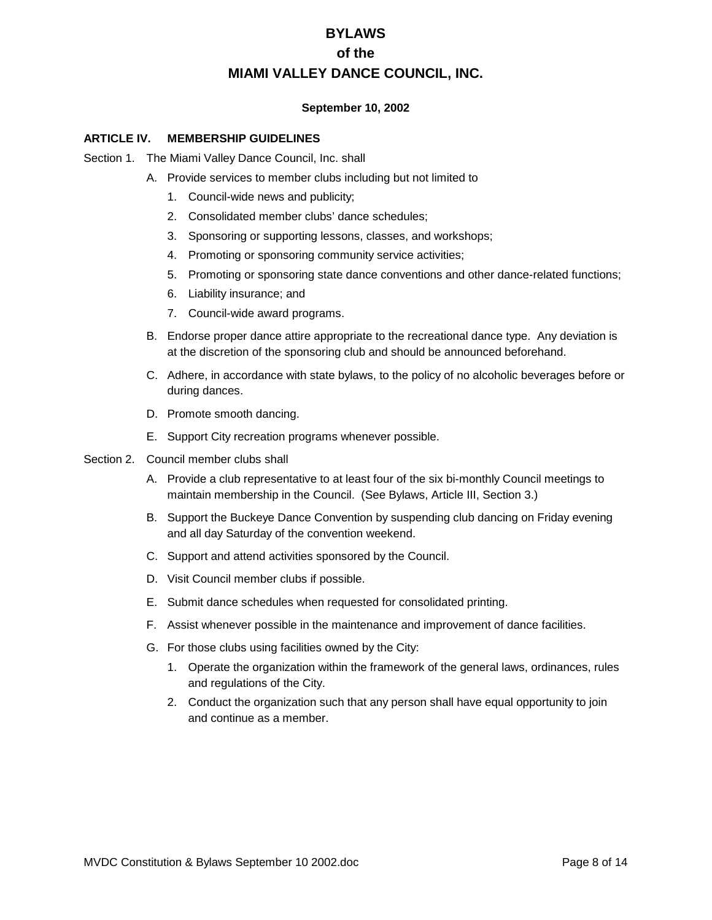# BYLAWS
# of the
# MIAMI VALLEY DANCE COUNCIL, INC.

**September 10, 2002**

## ARTICLE IV. MEMBERSHIP GUIDELINES

Section 1. The Miami Valley Dance Council, Inc. shall

A. Provide services to member clubs including but not limited to

1. Council-wide news and publicity;
2. Consolidated member clubs' dance schedules;
3. Sponsoring or supporting lessons, classes, and workshops;
4. Promoting or sponsoring community service activities;
5. Promoting or sponsoring state dance conventions and other dance-related functions;
6. Liability insurance; and
7. Council-wide award programs.

B. Endorse proper dance attire appropriate to the recreational dance type. Any deviation is at the discretion of the sponsoring club and should be announced beforehand.

C. Adhere, in accordance with state bylaws, to the policy of no alcoholic beverages before or during dances.

D. Promote smooth dancing.

E. Support City recreation programs whenever possible.

Section 2. Council member clubs shall

A. Provide a club representative to at least four of the six bi-monthly Council meetings to maintain membership in the Council. (See Bylaws, Article III, Section 3.)

B. Support the Buckeye Dance Convention by suspending club dancing on Friday evening and all day Saturday of the convention weekend.

C. Support and attend activities sponsored by the Council.

D. Visit Council member clubs if possible.

E. Submit dance schedules when requested for consolidated printing.

F. Assist whenever possible in the maintenance and improvement of dance facilities.

G. For those clubs using facilities owned by the City:

1. Operate the organization within the framework of the general laws, ordinances, rules and regulations of the City.
2. Conduct the organization such that any person shall have equal opportunity to join and continue as a member.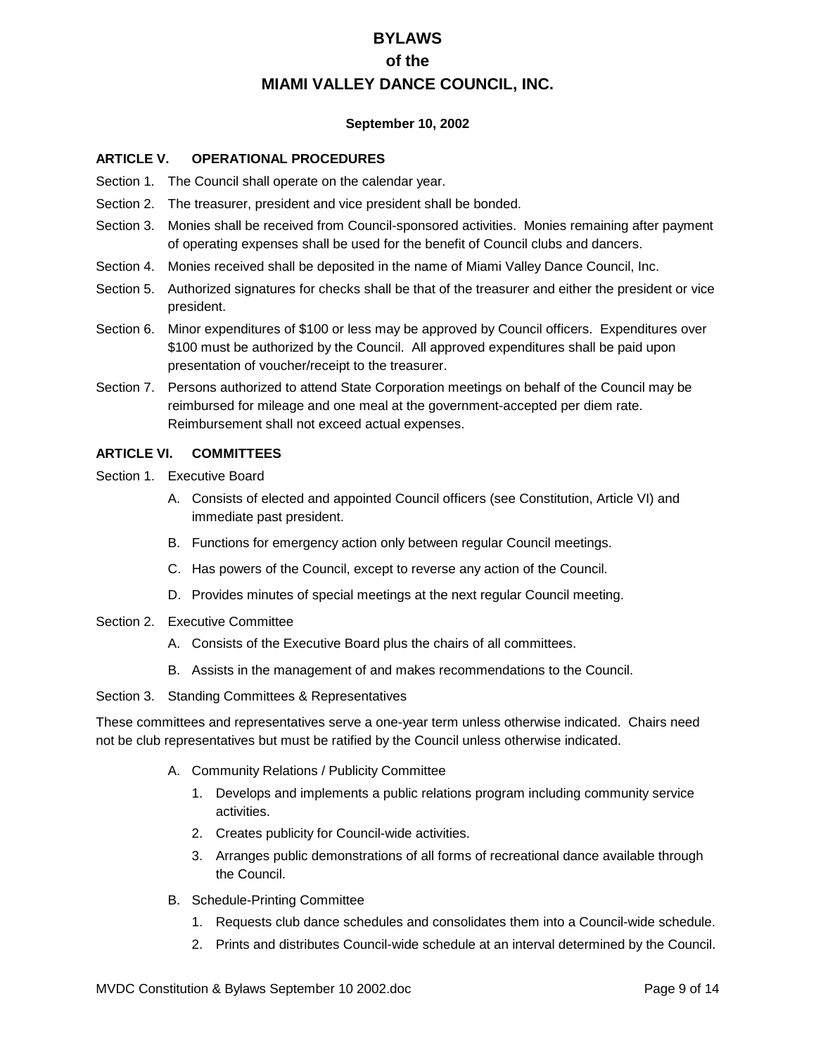# BYLAWS
# of the
# MIAMI VALLEY DANCE COUNCIL, INC.

**September 10, 2002**

### ARTICLE V. OPERATIONAL PROCEDURES

Section 1. The Council shall operate on the calendar year.

Section 2. The treasurer, president and vice president shall be bonded.

Section 3. Monies shall be received from Council-sponsored activities. Monies remaining after payment of operating expenses shall be used for the benefit of Council clubs and dancers.

Section 4. Monies received shall be deposited in the name of Miami Valley Dance Council, Inc.

Section 5. Authorized signatures for checks shall be that of the treasurer and either the president or vice president.

Section 6. Minor expenditures of $100 or less may be approved by Council officers. Expenditures over $100 must be authorized by the Council. All approved expenditures shall be paid upon presentation of voucher/receipt to the treasurer.

Section 7. Persons authorized to attend State Corporation meetings on behalf of the Council may be reimbursed for mileage and one meal at the government-accepted per diem rate. Reimbursement shall not exceed actual expenses.

### ARTICLE VI. COMMITTEES

Section 1. Executive Board

A. Consists of elected and appointed Council officers (see Constitution, Article VI) and immediate past president.

B. Functions for emergency action only between regular Council meetings.

C. Has powers of the Council, except to reverse any action of the Council.

D. Provides minutes of special meetings at the next regular Council meeting.

Section 2. Executive Committee

A. Consists of the Executive Board plus the chairs of all committees.

B. Assists in the management of and makes recommendations to the Council.

Section 3. Standing Committees & Representatives

These committees and representatives serve a one-year term unless otherwise indicated. Chairs need not be club representatives but must be ratified by the Council unless otherwise indicated.

A. Community Relations / Publicity Committee

1. Develops and implements a public relations program including community service activities.
2. Creates publicity for Council-wide activities.
3. Arranges public demonstrations of all forms of recreational dance available through the Council.

B. Schedule-Printing Committee

1. Requests club dance schedules and consolidates them into a Council-wide schedule.
2. Prints and distributes Council-wide schedule at an interval determined by the Council.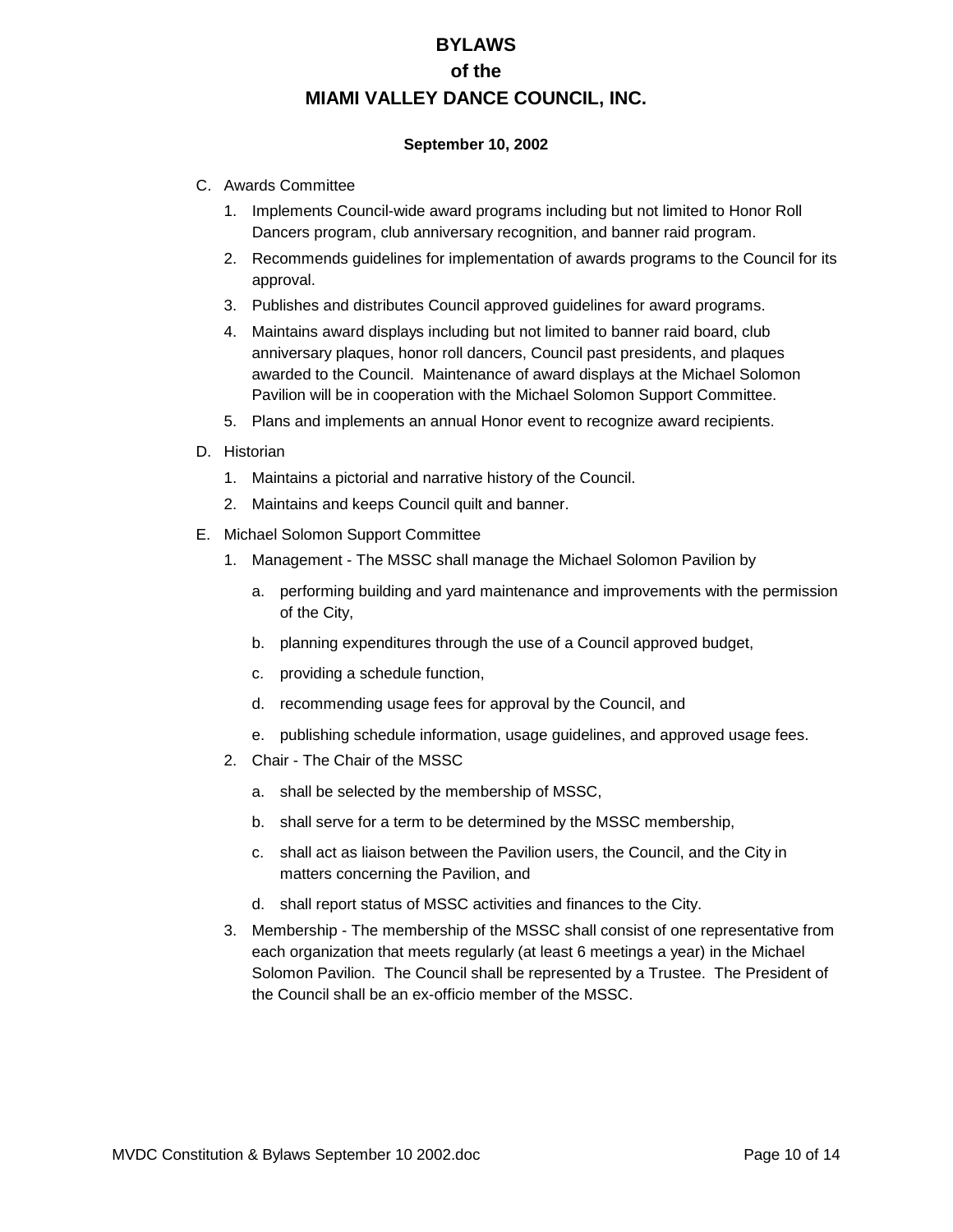C. Awards Committee

   1. Implements Council-wide award programs including but not limited to Honor Roll Dancers program, club anniversary recognition, and banner raid program.
   2. Recommends guidelines for implementation of awards programs to the Council for its approval.
   3. Publishes and distributes Council approved guidelines for award programs.
   4. Maintains award displays including but not limited to banner raid board, club anniversary plaques, honor roll dancers, Council past presidents, and plaques awarded to the Council. Maintenance of award displays at the Michael Solomon Pavilion will be in cooperation with the Michael Solomon Support Committee.
   5. Plans and implements an annual Honor event to recognize award recipients.

D. Historian

   1. Maintains a pictorial and narrative history of the Council.
   2. Maintains and keeps Council quilt and banner.

E. Michael Solomon Support Committee

   1. Management - The MSSC shall manage the Michael Solomon Pavilion by
      a. performing building and yard maintenance and improvements with the permission of the City,
      b. planning expenditures through the use of a Council approved budget,
      c. providing a schedule function,
      d. recommending usage fees for approval by the Council, and
      e. publishing schedule information, usage guidelines, and approved usage fees.
   2. Chair - The Chair of the MSSC
      a. shall be selected by the membership of MSSC,
      b. shall serve for a term to be determined by the MSSC membership,
      c. shall act as liaison between the Pavilion users, the Council, and the City in matters concerning the Pavilion, and
      d. shall report status of MSSC activities and finances to the City.
   3. Membership - The membership of the MSSC shall consist of one representative from each organization that meets regularly (at least 6 meetings a year) in the Michael Solomon Pavilion. The Council shall be represented by a Trustee. The President of the Council shall be an ex-officio member of the MSSC.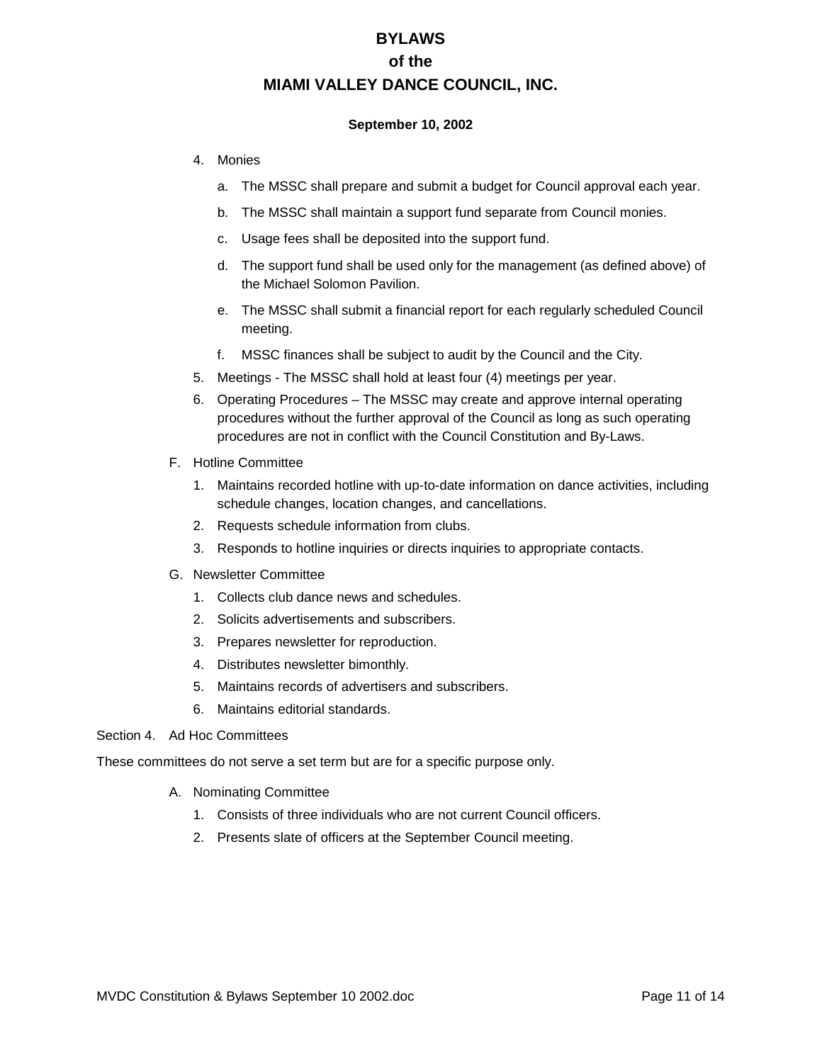# BYLAWS
# of the
# MIAMI VALLEY DANCE COUNCIL, INC.

**September 10, 2002**

4. Monies
   a. The MSSC shall prepare and submit a budget for Council approval each year.
   b. The MSSC shall maintain a support fund separate from Council monies.
   c. Usage fees shall be deposited into the support fund.
   d. The support fund shall be used only for the management (as defined above) of the Michael Solomon Pavilion.
   e. The MSSC shall submit a financial report for each regularly scheduled Council meeting.
   f. MSSC finances shall be subject to audit by the Council and the City.
5. Meetings - The MSSC shall hold at least four (4) meetings per year.
6. Operating Procedures – The MSSC may create and approve internal operating procedures without the further approval of the Council as long as such operating procedures are not in conflict with the Council Constitution and By-Laws.

F. Hotline Committee
   1. Maintains recorded hotline with up-to-date information on dance activities, including schedule changes, location changes, and cancellations.
   2. Requests schedule information from clubs.
   3. Responds to hotline inquiries or directs inquiries to appropriate contacts.

G. Newsletter Committee
   1. Collects club dance news and schedules.
   2. Solicits advertisements and subscribers.
   3. Prepares newsletter for reproduction.
   4. Distributes newsletter bimonthly.
   5. Maintains records of advertisers and subscribers.
   6. Maintains editorial standards.

Section 4. Ad Hoc Committees

These committees do not serve a set term but are for a specific purpose only.

A. Nominating Committee
   1. Consists of three individuals who are not current Council officers.
   2. Presents slate of officers at the September Council meeting.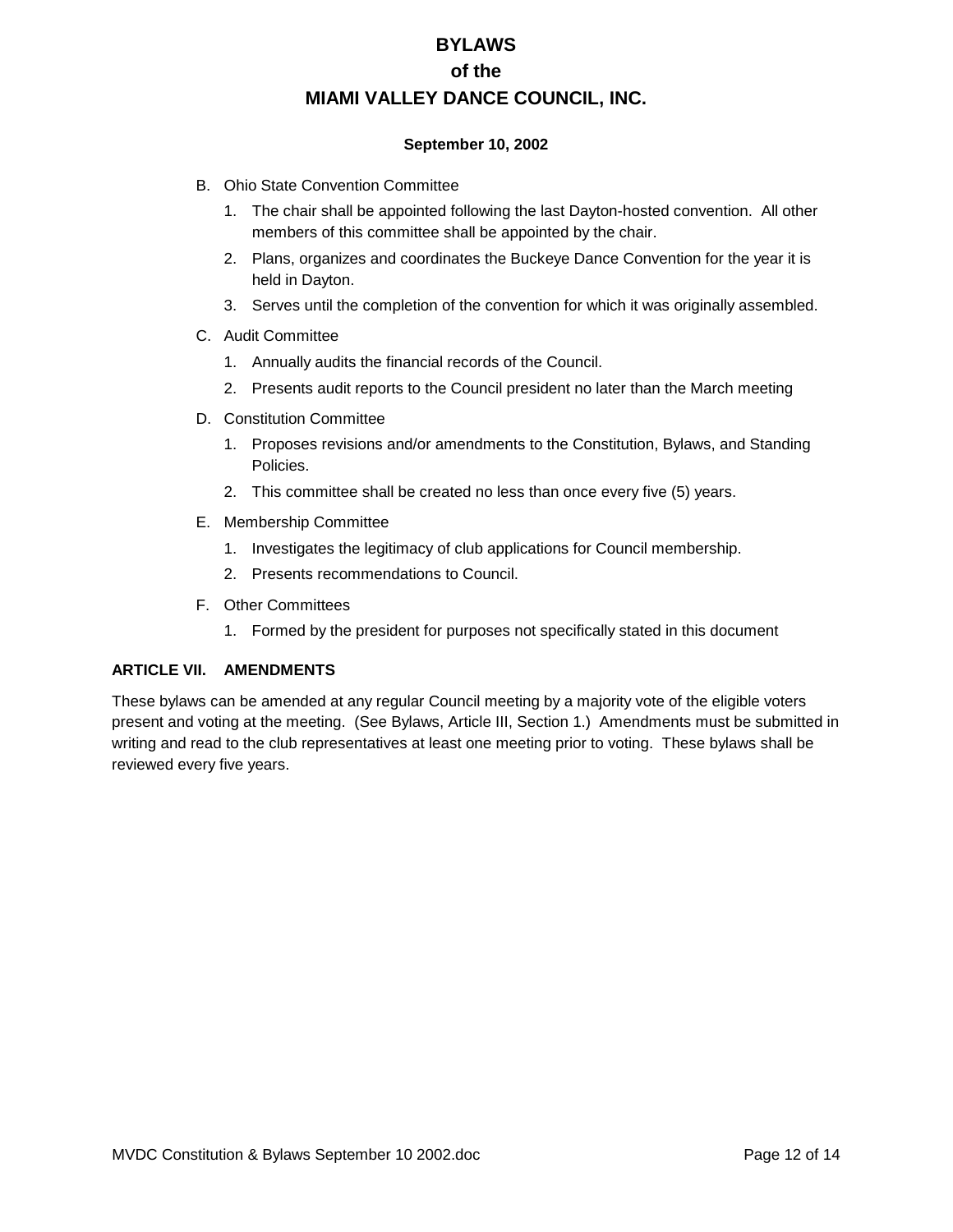B. Ohio State Convention Committee

   1. The chair shall be appointed following the last Dayton-hosted convention.  All other members of this committee shall be appointed by the chair.
   2. Plans, organizes and coordinates the Buckeye Dance Convention for the year it is held in Dayton.
   3. Serves until the completion of the convention for which it was originally assembled.

C. Audit Committee

   1. Annually audits the financial records of the Council.
   2. Presents audit reports to the Council president no later than the March meeting

D. Constitution Committee

   1. Proposes revisions and/or amendments to the Constitution, Bylaws, and Standing Policies.
   2. This committee shall be created no less than once every five (5) years.

E. Membership Committee

   1. Investigates the legitimacy of club applications for Council membership.
   2. Presents recommendations to Council.

F. Other Committees

   1. Formed by the president for purposes not specifically stated in this document

## ARTICLE VII. AMENDMENTS

These bylaws can be amended at any regular Council meeting by a majority vote of the eligible voters present and voting at the meeting.  (See Bylaws, Article III, Section 1.)  Amendments must be submitted in writing and read to the club representatives at least one meeting prior to voting.  These bylaws shall be reviewed every five years.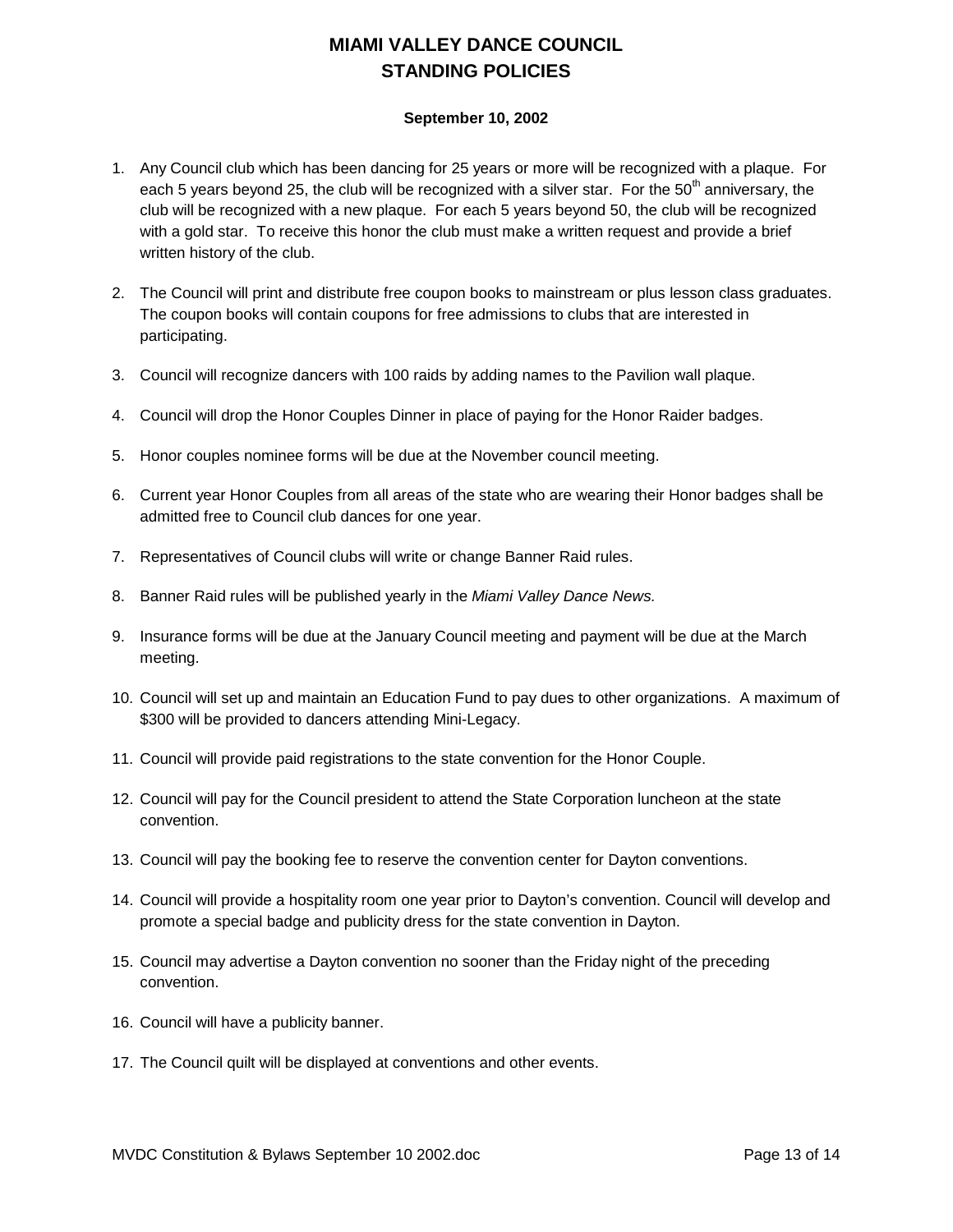# MIAMI VALLEY DANCE COUNCIL
# STANDING POLICIES

**September 10, 2002**

1. Any Council club which has been dancing for 25 years or more will be recognized with a plaque. For each 5 years beyond 25, the club will be recognized with a silver star. For the 50th anniversary, the club will be recognized with a new plaque. For each 5 years beyond 50, the club will be recognized with a gold star. To receive this honor the club must make a written request and provide a brief written history of the club.

2. The Council will print and distribute free coupon books to mainstream or plus lesson class graduates. The coupon books will contain coupons for free admissions to clubs that are interested in participating.

3. Council will recognize dancers with 100 raids by adding names to the Pavilion wall plaque.

4. Council will drop the Honor Couples Dinner in place of paying for the Honor Raider badges.

5. Honor couples nominee forms will be due at the November council meeting.

6. Current year Honor Couples from all areas of the state who are wearing their Honor badges shall be admitted free to Council club dances for one year.

7. Representatives of Council clubs will write or change Banner Raid rules.

8. Banner Raid rules will be published yearly in the *Miami Valley Dance News.*

9. Insurance forms will be due at the January Council meeting and payment will be due at the March meeting.

10. Council will set up and maintain an Education Fund to pay dues to other organizations. A maximum of $300 will be provided to dancers attending Mini-Legacy.

11. Council will provide paid registrations to the state convention for the Honor Couple.

12. Council will pay for the Council president to attend the State Corporation luncheon at the state convention.

13. Council will pay the booking fee to reserve the convention center for Dayton conventions.

14. Council will provide a hospitality room one year prior to Dayton's convention. Council will develop and promote a special badge and publicity dress for the state convention in Dayton.

15. Council may advertise a Dayton convention no sooner than the Friday night of the preceding convention.

16. Council will have a publicity banner.

17. The Council quilt will be displayed at conventions and other events.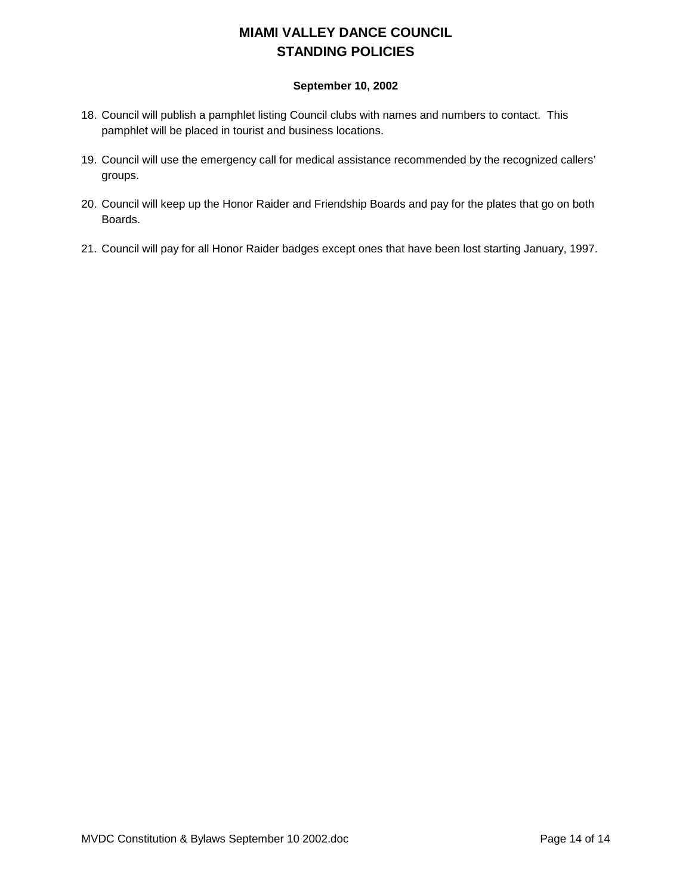# MIAMI VALLEY DANCE COUNCIL
# STANDING POLICIES

**September 10, 2002**

18. Council will publish a pamphlet listing Council clubs with names and numbers to contact. This pamphlet will be placed in tourist and business locations.

19. Council will use the emergency call for medical assistance recommended by the recognized callers' groups.

20. Council will keep up the Honor Raider and Friendship Boards and pay for the plates that go on both Boards.

21. Council will pay for all Honor Raider badges except ones that have been lost starting January, 1997.